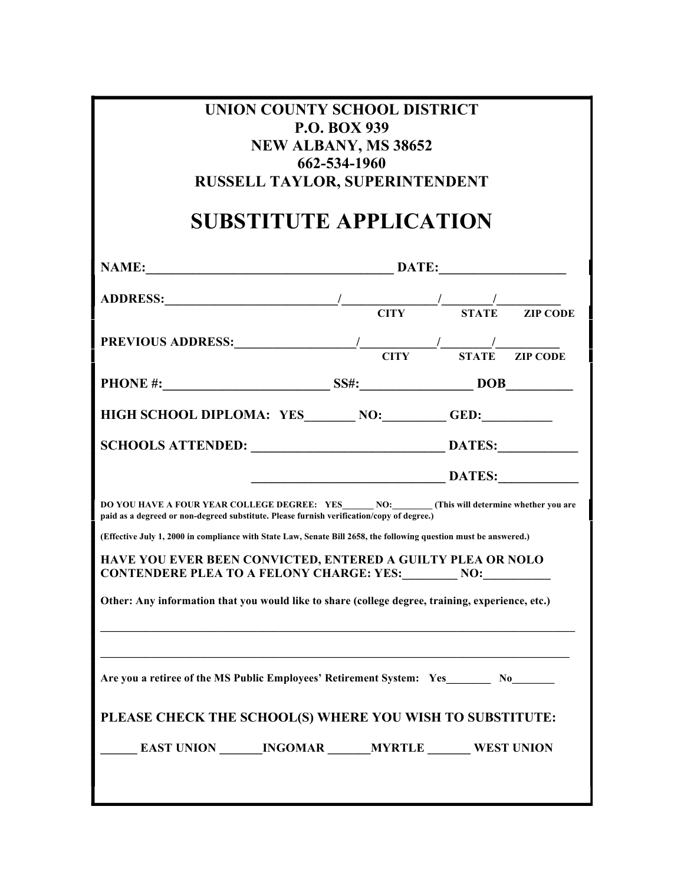**UNION COUNTY SCHOOL DISTRICT**
**P.O. BOX 939**
**NEW ALBANY, MS 38652**
**662-534-1960**
**RUSSELL TAYLOR, SUPERINTENDENT**

# SUBSTITUTE APPLICATION

**NAME:_____________________________________ DATE:__________________**

**ADDRESS:__________________________/______________/________/__________**
**CITY STATE ZIP CODE**

**PREVIOUS ADDRESS:__________________/___________/________/__________**
**CITY STATE ZIP CODE**

**PHONE #:________________________ SS#:________________ DOB__________**

**HIGH SCHOOL DIPLOMA: YES_______ NO:_________ GED:__________**

**SCHOOLS ATTENDED: ____________________________ DATES:___________**

**____________________________ DATES:___________**

**DO YOU HAVE A FOUR YEAR COLLEGE DEGREE: YES______ NO:________ (This will determine whether you are paid as a degreed or non-degreed substitute. Please furnish verification/copy of degree.)**

**(Effective July 1, 2000 in compliance with State Law, Senate Bill 2658, the following question must be answered.)**

**HAVE YOU EVER BEEN CONVICTED, ENTERED A GUILTY PLEA OR NOLO CONTENDERE PLEA TO A FELONY CHARGE: YES:________ NO:__________**

**Other: Any information that you would like to share (college degree, training, experience, etc.)**

________________________________________________________________________________

________________________________________________________________________________

**Are you a retiree of the MS Public Employees' Retirement System: Yes_______ No_______**

**PLEASE CHECK THE SCHOOL(S) WHERE YOU WISH TO SUBSTITUTE:**

**______ EAST UNION _______INGOMAR _______MYRTLE _______ WEST UNION**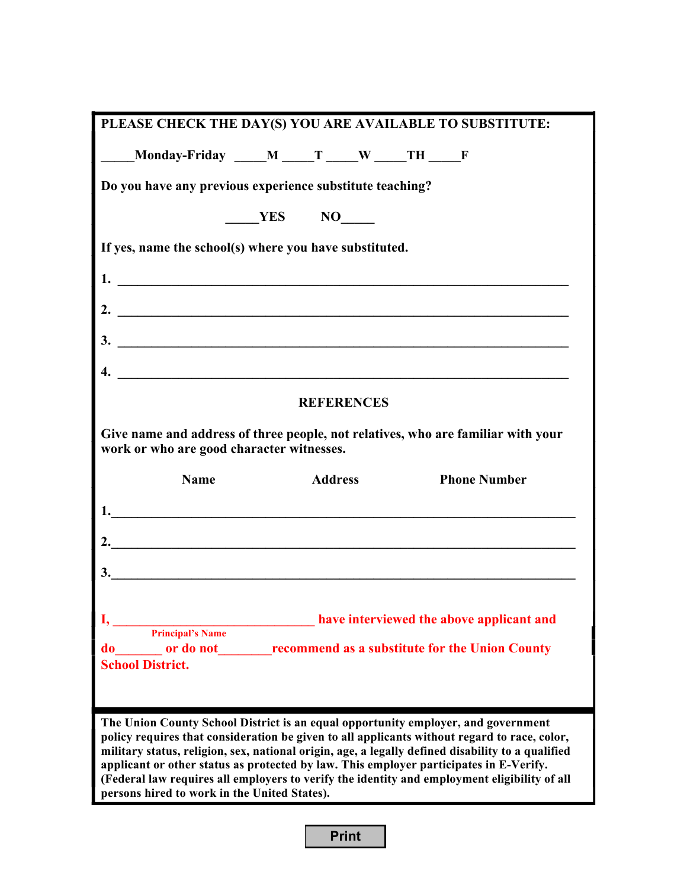**PLEASE CHECK THE DAY(S) YOU ARE AVAILABLE TO SUBSTITUTE:**

**_____Monday-Friday _____M _____T _____W _____TH _____F**

**Do you have any previous experience substitute teaching?**

**_____YES NO_____**

**If yes, name the school(s) where you have substituted.**

**1.** ______________________________________________________________________

**2.** ______________________________________________________________________

**3.** ______________________________________________________________________

**4.** ______________________________________________________________________

## REFERENCES

**Give name and address of three people, not relatives, who are familiar with your work or who are good character witnesses.**

| Name | Address | Phone Number |
|---|---|---|
| 1. | | |
| 2. | | |
| 3. | | |

**I, ______________________________ have interviewed the above applicant and**
Principal's Name
**do_______ or do not________recommend as a substitute for the Union County School District.**

**The Union County School District is an equal opportunity employer, and government policy requires that consideration be given to all applicants without regard to race, color, military status, religion, sex, national origin, age, a legally defined disability to a qualified applicant or other status as protected by law. This employer participates in E-Verify. (Federal law requires all employers to verify the identity and employment eligibility of all persons hired to work in the United States).**

Print